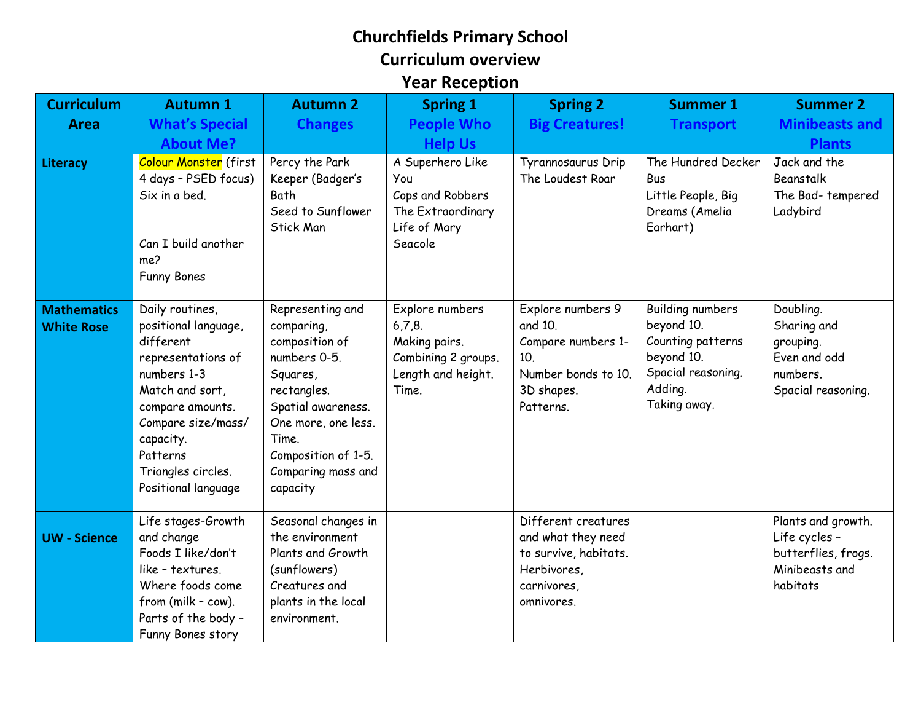# Churchfields Primary School
## Curriculum overview
## Year Reception

| Curriculum Area | Autumn 1 What's Special About Me? | Autumn 2 Changes | Spring 1 People Who Help Us | Spring 2 Big Creatures! | Summer 1 Transport | Summer 2 Minibeasts and Plants |
|---|---|---|---|---|---|---|
| **Literacy** | Colour Monster (first 4 days – PSED focus) Six in a bed. Can I build another me? Funny Bones | Percy the Park Keeper (Badger's Bath Seed to Sunflower Stick Man | A Superhero Like You Cops and Robbers The Extraordinary Life of Mary Seacole | Tyrannosaurus Drip The Loudest Roar | The Hundred Decker Bus Little People, Big Dreams (Amelia Earhart) | Jack and the Beanstalk The Bad- tempered Ladybird |
| **Mathematics White Rose** | Daily routines, positional language, different representations of numbers 1-3 Match and sort, compare amounts. Compare size/mass/ capacity. Patterns Triangles circles. Positional language | Representing and comparing, composition of numbers 0-5. Squares, rectangles. Spatial awareness. One more, one less. Time. Composition of 1-5. Comparing mass and capacity | Explore numbers 6,7,8. Making pairs. Combining 2 groups. Length and height. Time. | Explore numbers 9 and 10. Compare numbers 1-10. Number bonds to 10. 3D shapes. Patterns. | Building numbers beyond 10. Counting patterns beyond 10. Spacial reasoning. Adding. Taking away. | Doubling. Sharing and grouping. Even and odd numbers. Spacial reasoning. |
| **UW - Science** | Life stages-Growth and change Foods I like/don't like – textures. Where foods come from (milk – cow). Parts of the body – Funny Bones story | Seasonal changes in the environment Plants and Growth (sunflowers) Creatures and plants in the local environment. | | Different creatures and what they need to survive, habitats. Herbivores, carnivores, omnivores. | | Plants and growth. Life cycles – butterflies, frogs. Minibeasts and habitats |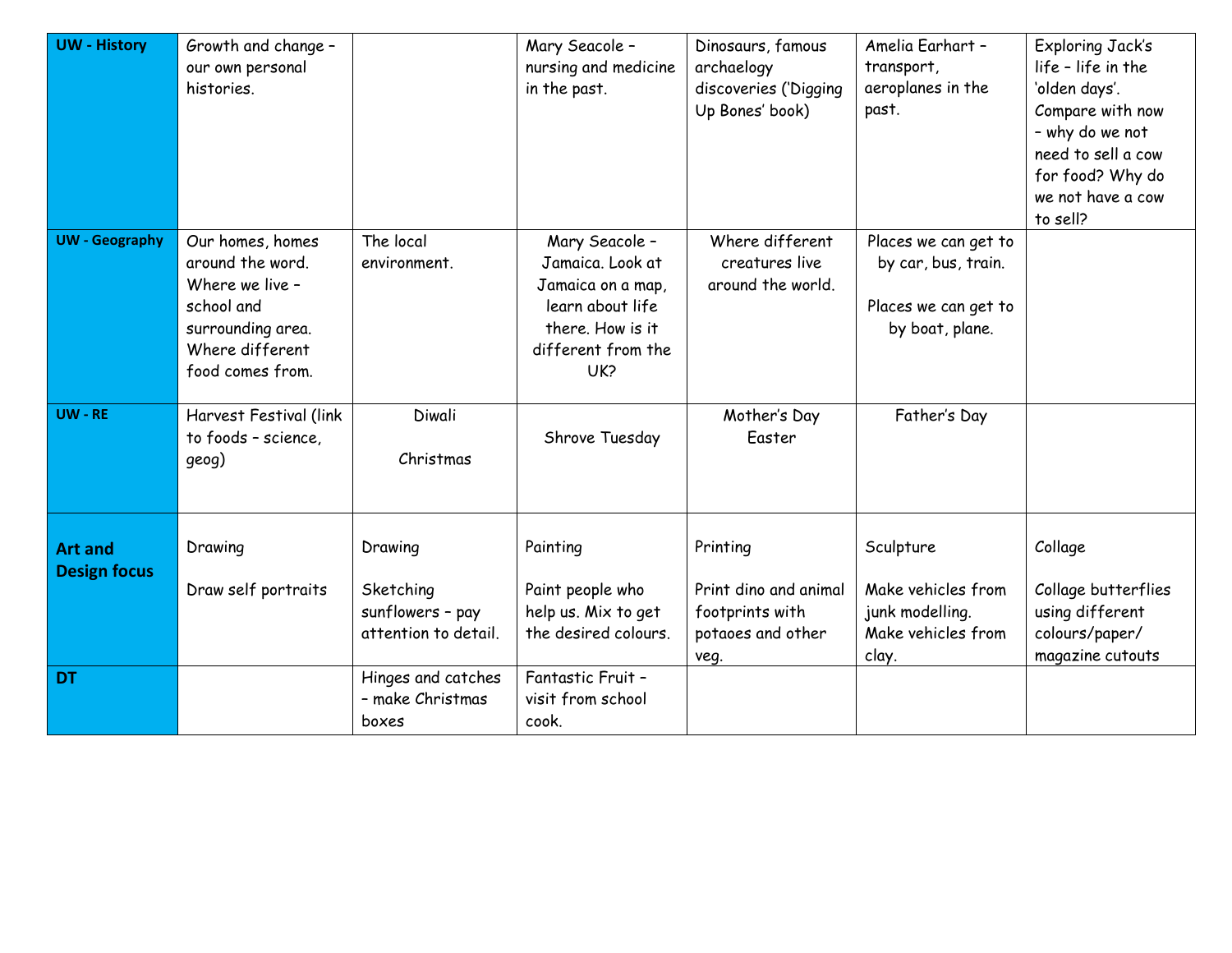| UW - History | Growth and change – our own personal histories. | | Mary Seacole – nursing and medicine in the past. | Dinosaurs, famous archaelogy discoveries ('Digging Up Bones' book) | Amelia Earhart – transport, aeroplanes in the past. | Exploring Jack's life – life in the 'olden days'. Compare with now – why do we not need to sell a cow for food? Why do we not have a cow to sell? |
|---|---|---|---|---|---|---|
| UW - Geography | Our homes, homes around the word. Where we live – school and surrounding area. Where different food comes from. | The local environment. | Mary Seacole – Jamaica. Look at Jamaica on a map, learn about life there. How is it different from the UK? | Where different creatures live around the world. | Places we can get to by car, bus, train.<br><br>Places we can get to by boat, plane. | |
| UW - RE | Harvest Festival (link to foods – science, geog) | Diwali<br><br>Christmas | Shrove Tuesday | Mother's Day<br>Easter | Father's Day | |
| Art and Design focus | Drawing<br><br>Draw self portraits | Drawing<br><br>Sketching sunflowers – pay attention to detail. | Painting<br><br>Paint people who help us. Mix to get the desired colours. | Printing<br><br>Print dino and animal footprints with potaoes and other veg. | Sculpture<br><br>Make vehicles from junk modelling. Make vehicles from clay. | Collage<br><br>Collage butterflies using different colours/paper/ magazine cutouts |
| DT | | Hinges and catches – make Christmas boxes | Fantastic Fruit – visit from school cook. | | | |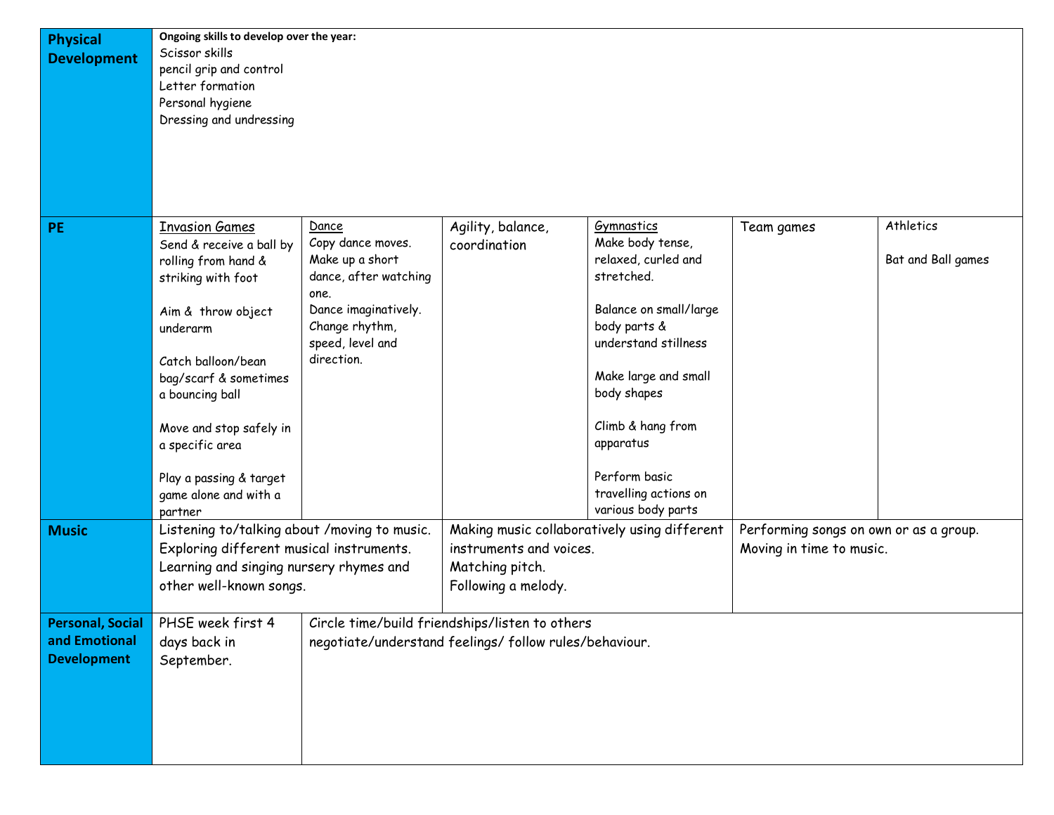| | | | | | | |
|---|---|---|---|---|---|---|
| **Physical Development** | **Ongoing skills to develop over the year:**<br>Scissor skills<br>pencil grip and control<br>Letter formation<br>Personal hygiene<br>Dressing and undressing | | | | | |
| **PE** | Invasion Games<br>Send & receive a ball by rolling from hand & striking with foot<br><br>Aim & throw object underarm<br><br>Catch balloon/bean bag/scarf & sometimes a bouncing ball<br><br>Move and stop safely in a specific area<br><br>Play a passing & target game alone and with a partner | Dance<br>Copy dance moves.<br>Make up a short dance, after watching one.<br>Dance imaginatively.<br>Change rhythm, speed, level and direction. | Agility, balance, coordination | Gymnastics<br>Make body tense, relaxed, curled and stretched.<br><br>Balance on small/large body parts & understand stillness<br><br>Make large and small body shapes<br><br>Climb & hang from apparatus<br><br>Perform basic travelling actions on various body parts | Team games | Athletics<br><br>Bat and Ball games |
| **Music** | Listening to/talking about /moving to music.<br>Exploring different musical instruments.<br>Learning and singing nursery rhymes and other well-known songs. | | Making music collaboratively using different instruments and voices.<br>Matching pitch.<br>Following a melody. | | Performing songs on own or as a group.<br>Moving in time to music. | |
| **Personal, Social and Emotional Development** | PHSE week first 4 days back in September. | Circle time/build friendships/listen to others negotiate/understand feelings/ follow rules/behaviour. | | | | |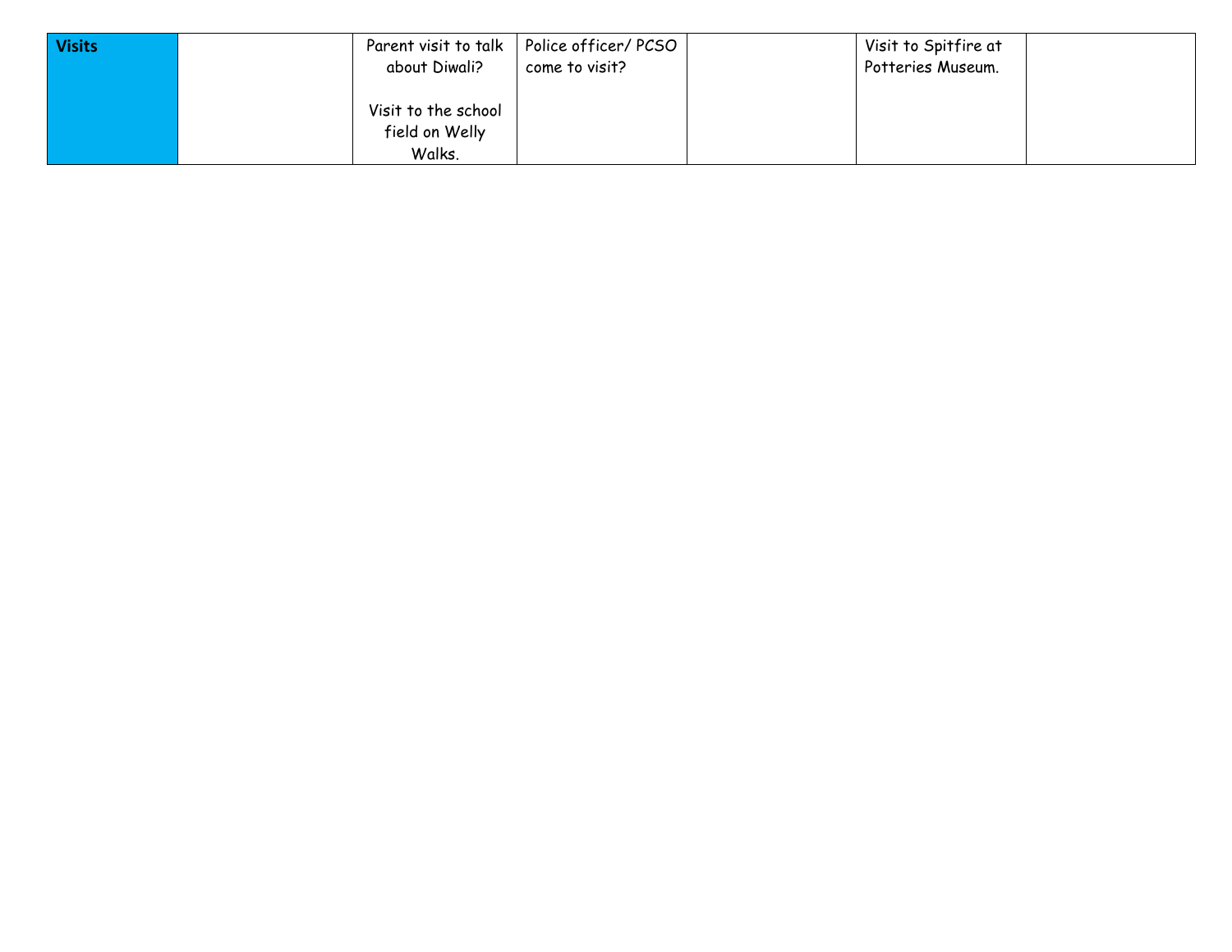| | | | | | | |
|---|---|---|---|---|---|---|
| **Visits** | | Parent visit to talk about Diwali?<br><br>Visit to the school field on Welly Walks. | Police officer/ PCSO come to visit? | | Visit to Spitfire at Potteries Museum. | |